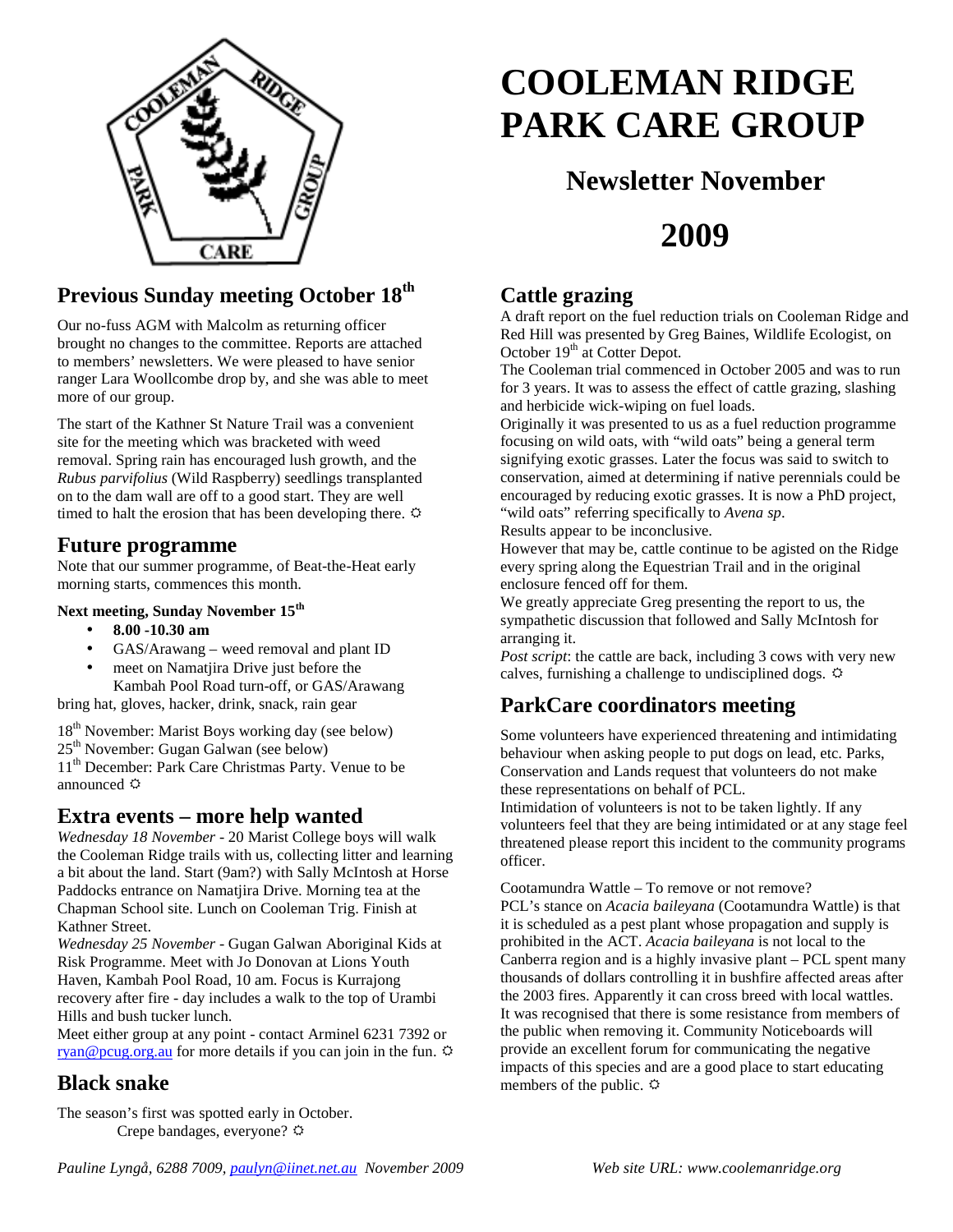# COOLEMAN RIDGE PARK CARE GROUP

## Newsletter November

## 2009

## Previous Sunday meeting October 18th

Our no-fuss AGM with Malcolm as returning officer brought no changes to the committee. Reports are attached to members' newsletters. We were pleased to have senior ranger Lara Woollcombe drop by, and she was able to meet more of our group.

The start of the Kathner St Nature Trail was a convenient site for the meeting which was bracketed with weed removal. Spring rain has encouraged lush growth, and the *Rubus parvifolius* (Wild Raspberry) seedlings transplanted on to the dam wall are off to a good start. They are well timed to halt the erosion that has been developing there. ☼

## Future programme

Note that our summer programme, of Beat-the-Heat early morning starts, commences this month.

**Next meeting, Sunday November 15th**

- **8.00 -10.30 am**
- GAS/Arawang – weed removal and plant ID
- meet on Namatjira Drive just before the Kambah Pool Road turn-off, or GAS/Arawang

bring hat, gloves, hacker, drink, snack, rain gear

18th November: Marist Boys working day (see below)
25th November: Gugan Galwan (see below)
11th December: Park Care Christmas Party. Venue to be announced ☼

## Extra events – more help wanted

*Wednesday 18 November* - 20 Marist College boys will walk the Cooleman Ridge trails with us, collecting litter and learning a bit about the land. Start (9am?) with Sally McIntosh at Horse Paddocks entrance on Namatjira Drive. Morning tea at the Chapman School site. Lunch on Cooleman Trig. Finish at Kathner Street.
*Wednesday 25 November* - Gugan Galwan Aboriginal Kids at Risk Programme. Meet with Jo Donovan at Lions Youth Haven, Kambah Pool Road, 10 am. Focus is Kurrajong recovery after fire - day includes a walk to the top of Urambi Hills and bush tucker lunch.
Meet either group at any point - contact Arminel 6231 7392 or ryan@pcug.org.au for more details if you can join in the fun. ☼

## Black snake

The season's first was spotted early in October.
Crepe bandages, everyone? ☼

## Cattle grazing

A draft report on the fuel reduction trials on Cooleman Ridge and Red Hill was presented by Greg Baines, Wildlife Ecologist, on October 19th at Cotter Depot.
The Cooleman trial commenced in October 2005 and was to run for 3 years. It was to assess the effect of cattle grazing, slashing and herbicide wick-wiping on fuel loads.
Originally it was presented to us as a fuel reduction programme focusing on wild oats, with "wild oats" being a general term signifying exotic grasses. Later the focus was said to switch to conservation, aimed at determining if native perennials could be encouraged by reducing exotic grasses. It is now a PhD project, "wild oats" referring specifically to *Avena sp*.
Results appear to be inconclusive.
However that may be, cattle continue to be agisted on the Ridge every spring along the Equestrian Trail and in the original enclosure fenced off for them.
We greatly appreciate Greg presenting the report to us, the sympathetic discussion that followed and Sally McIntosh for arranging it.
*Post script*: the cattle are back, including 3 cows with very new calves, furnishing a challenge to undisciplined dogs. ☼

## ParkCare coordinators meeting

Some volunteers have experienced threatening and intimidating behaviour when asking people to put dogs on lead, etc. Parks, Conservation and Lands request that volunteers do not make these representations on behalf of PCL.
Intimidation of volunteers is not to be taken lightly. If any volunteers feel that they are being intimidated or at any stage feel threatened please report this incident to the community programs officer.

Cootamundra Wattle – To remove or not remove?
PCL's stance on *Acacia baileyana* (Cootamundra Wattle) is that it is scheduled as a pest plant whose propagation and supply is prohibited in the ACT. *Acacia baileyana* is not local to the Canberra region and is a highly invasive plant – PCL spent many thousands of dollars controlling it in bushfire affected areas after the 2003 fires. Apparently it can cross breed with local wattles. It was recognised that there is some resistance from members of the public when removing it. Community Noticeboards will provide an excellent forum for communicating the negative impacts of this species and are a good place to start educating members of the public. ☼

*Pauline Lyngå, 6288 7009, paulyn@iinet.net.au November 2009* *Web site URL: www.coolemanridge.org*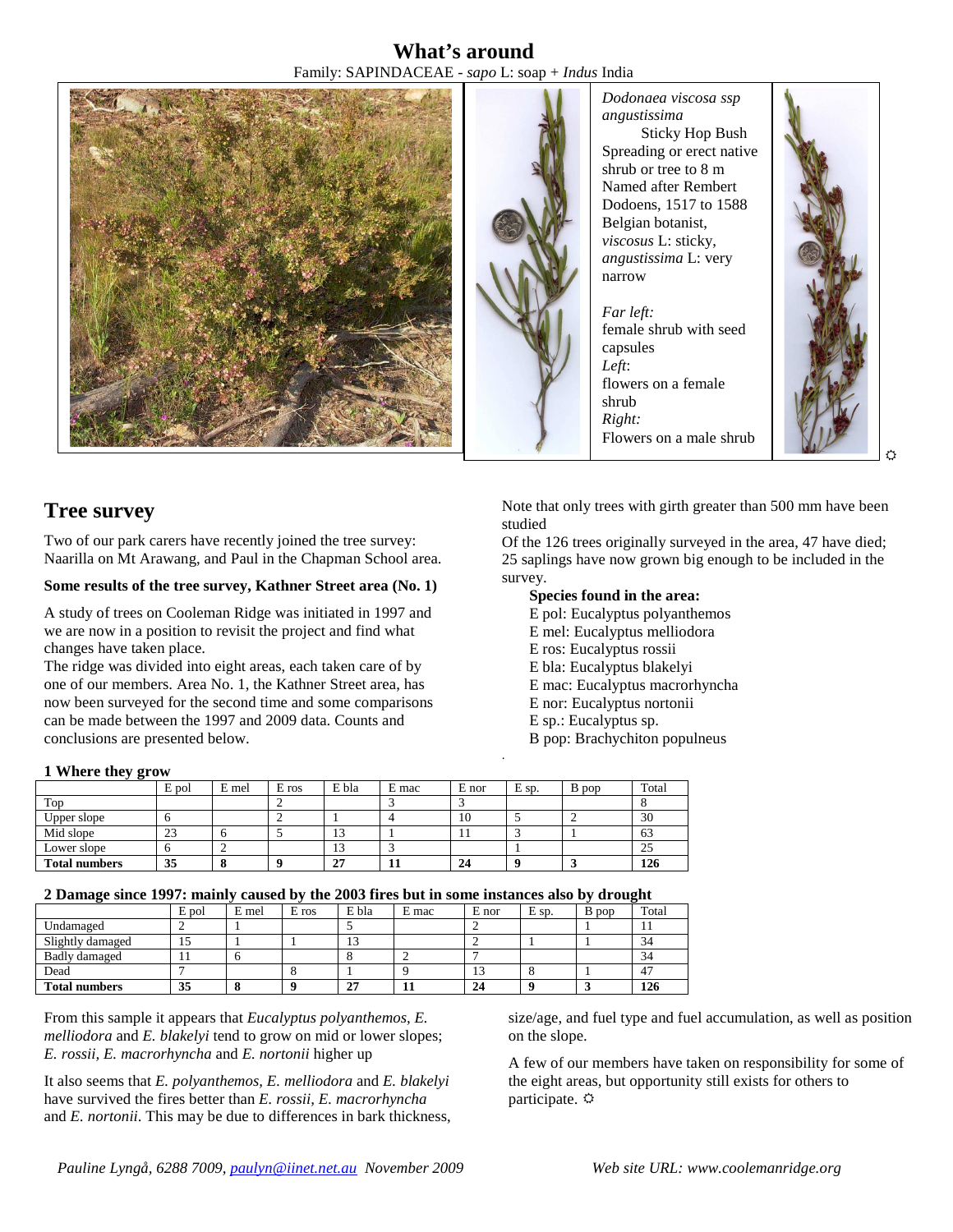# What's around

Family: SAPINDACEAE - *sapo* L: soap + *Indus* India

*Dodonaea viscosa ssp angustissima*

Sticky Hop Bush

Spreading or erect native shrub or tree to 8 m

Named after Rembert Dodoens, 1517 to 1588 Belgian botanist, *viscosus* L: sticky, *angustissima* L: very narrow

*Far left:* female shrub with seed capsules

*Left*: flowers on a female shrub

*Right:* Flowers on a male shrub

☼

## Tree survey

Two of our park carers have recently joined the tree survey: Naarilla on Mt Arawang, and Paul in the Chapman School area.

**Some results of the tree survey, Kathner Street area (No. 1)**

A study of trees on Cooleman Ridge was initiated in 1997 and we are now in a position to revisit the project and find what changes have taken place.

The ridge was divided into eight areas, each taken care of by one of our members. Area No. 1, the Kathner Street area, has now been surveyed for the second time and some comparisons can be made between the 1997 and 2009 data. Counts and conclusions are presented below.

Note that only trees with girth greater than 500 mm have been studied

Of the 126 trees originally surveyed in the area, 47 have died; 25 saplings have now grown big enough to be included in the survey.

**Species found in the area:**

E pol: Eucalyptus polyanthemos
E mel: Eucalyptus melliodora
E ros: Eucalyptus rossii
E bla: Eucalyptus blakelyi
E mac: Eucalyptus macrorhyncha
E nor: Eucalyptus nortonii
E sp.: Eucalyptus sp.
B pop: Brachychiton populneus

**1 Where they grow**

| | E pol | E mel | E ros | E bla | E mac | E nor | E sp. | B pop | Total |
|---|---|---|---|---|---|---|---|---|---|
| Top | | | 2 | | 3 | 3 | | | 8 |
| Upper slope | 6 | | 2 | 1 | 4 | 10 | 5 | 2 | 30 |
| Mid slope | 23 | 6 | 5 | 13 | 1 | 11 | 3 | 1 | 63 |
| Lower slope | 6 | 2 | | 13 | 3 | | 1 | | 25 |
| **Total numbers** | **35** | **8** | **9** | **27** | **11** | **24** | **9** | **3** | **126** |

**2 Damage since 1997: mainly caused by the 2003 fires but in some instances also by drought**

| | E pol | E mel | E ros | E bla | E mac | E nor | E sp. | B pop | Total |
|---|---|---|---|---|---|---|---|---|---|
| Undamaged | 2 | 1 | | 5 | | 2 | | 1 | 11 |
| Slightly damaged | 15 | 1 | 1 | 13 | | 2 | 1 | 1 | 34 |
| Badly damaged | 11 | 6 | | 8 | 2 | 7 | | | 34 |
| Dead | 7 | | 8 | 1 | 9 | 13 | 8 | 1 | 47 |
| **Total numbers** | **35** | **8** | **9** | **27** | **11** | **24** | **9** | **3** | **126** |

From this sample it appears that *Eucalyptus polyanthemos*, *E. melliodora* and *E. blakelyi* tend to grow on mid or lower slopes; *E. rossii*, *E. macrorhyncha* and *E. nortonii* higher up

It also seems that *E. polyanthemos*, *E. melliodora* and *E. blakelyi* have survived the fires better than *E. rossii*, *E. macrorhyncha* and *E. nortonii*. This may be due to differences in bark thickness, size/age, and fuel type and fuel accumulation, as well as position on the slope.

A few of our members have taken on responsibility for some of the eight areas, but opportunity still exists for others to participate. ☼

*Pauline Lyngå, 6288 7009, paulyn@iinet.net.au November 2009*

*Web site URL: www.coolemanridge.org*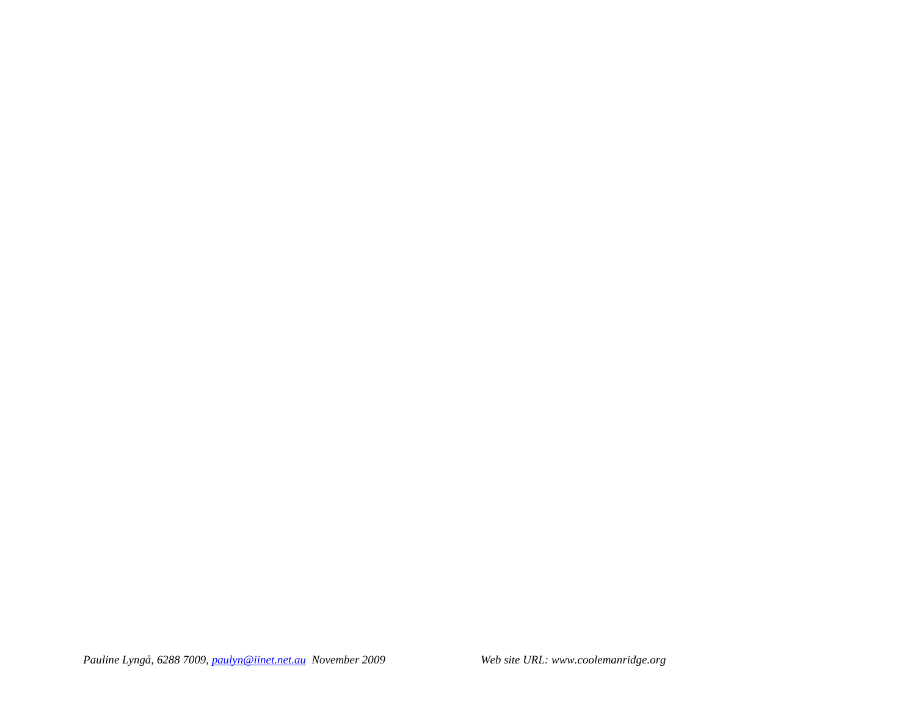*Pauline Lyngå, 6288 7009, paulyn@iinet.net.au November 2009*

*Web site URL: www.coolemanridge.org*